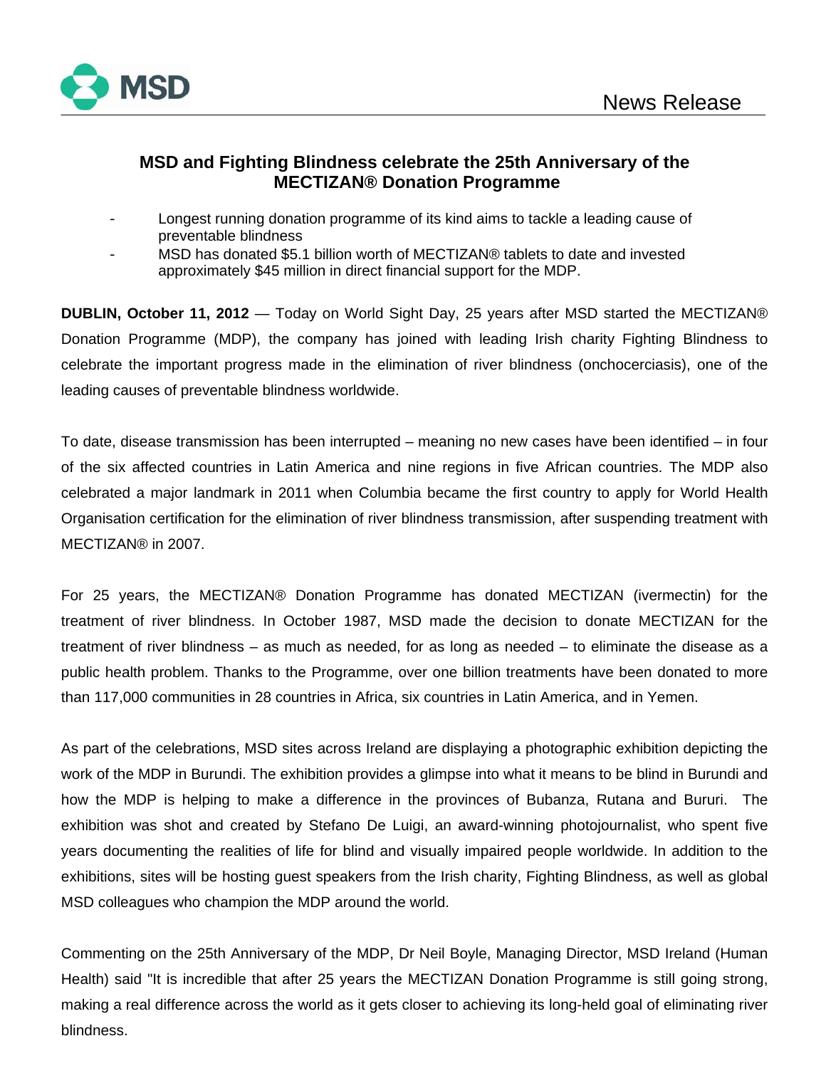News Release

## MSD and Fighting Blindness celebrate the 25th Anniversary of the MECTIZAN® Donation Programme

- Longest running donation programme of its kind aims to tackle a leading cause of preventable blindness
- MSD has donated $5.1 billion worth of MECTIZAN® tablets to date and invested approximately $45 million in direct financial support for the MDP.

**DUBLIN, October 11, 2012** — Today on World Sight Day, 25 years after MSD started the MECTIZAN® Donation Programme (MDP), the company has joined with leading Irish charity Fighting Blindness to celebrate the important progress made in the elimination of river blindness (onchocerciasis), one of the leading causes of preventable blindness worldwide.

To date, disease transmission has been interrupted – meaning no new cases have been identified – in four of the six affected countries in Latin America and nine regions in five African countries. The MDP also celebrated a major landmark in 2011 when Columbia became the first country to apply for World Health Organisation certification for the elimination of river blindness transmission, after suspending treatment with MECTIZAN® in 2007.

For 25 years, the MECTIZAN® Donation Programme has donated MECTIZAN (ivermectin) for the treatment of river blindness. In October 1987, MSD made the decision to donate MECTIZAN for the treatment of river blindness – as much as needed, for as long as needed – to eliminate the disease as a public health problem. Thanks to the Programme, over one billion treatments have been donated to more than 117,000 communities in 28 countries in Africa, six countries in Latin America, and in Yemen.

As part of the celebrations, MSD sites across Ireland are displaying a photographic exhibition depicting the work of the MDP in Burundi. The exhibition provides a glimpse into what it means to be blind in Burundi and how the MDP is helping to make a difference in the provinces of Bubanza, Rutana and Bururi. The exhibition was shot and created by Stefano De Luigi, an award-winning photojournalist, who spent five years documenting the realities of life for blind and visually impaired people worldwide. In addition to the exhibitions, sites will be hosting guest speakers from the Irish charity, Fighting Blindness, as well as global MSD colleagues who champion the MDP around the world.

Commenting on the 25th Anniversary of the MDP, Dr Neil Boyle, Managing Director, MSD Ireland (Human Health) said "It is incredible that after 25 years the MECTIZAN Donation Programme is still going strong, making a real difference across the world as it gets closer to achieving its long-held goal of eliminating river blindness.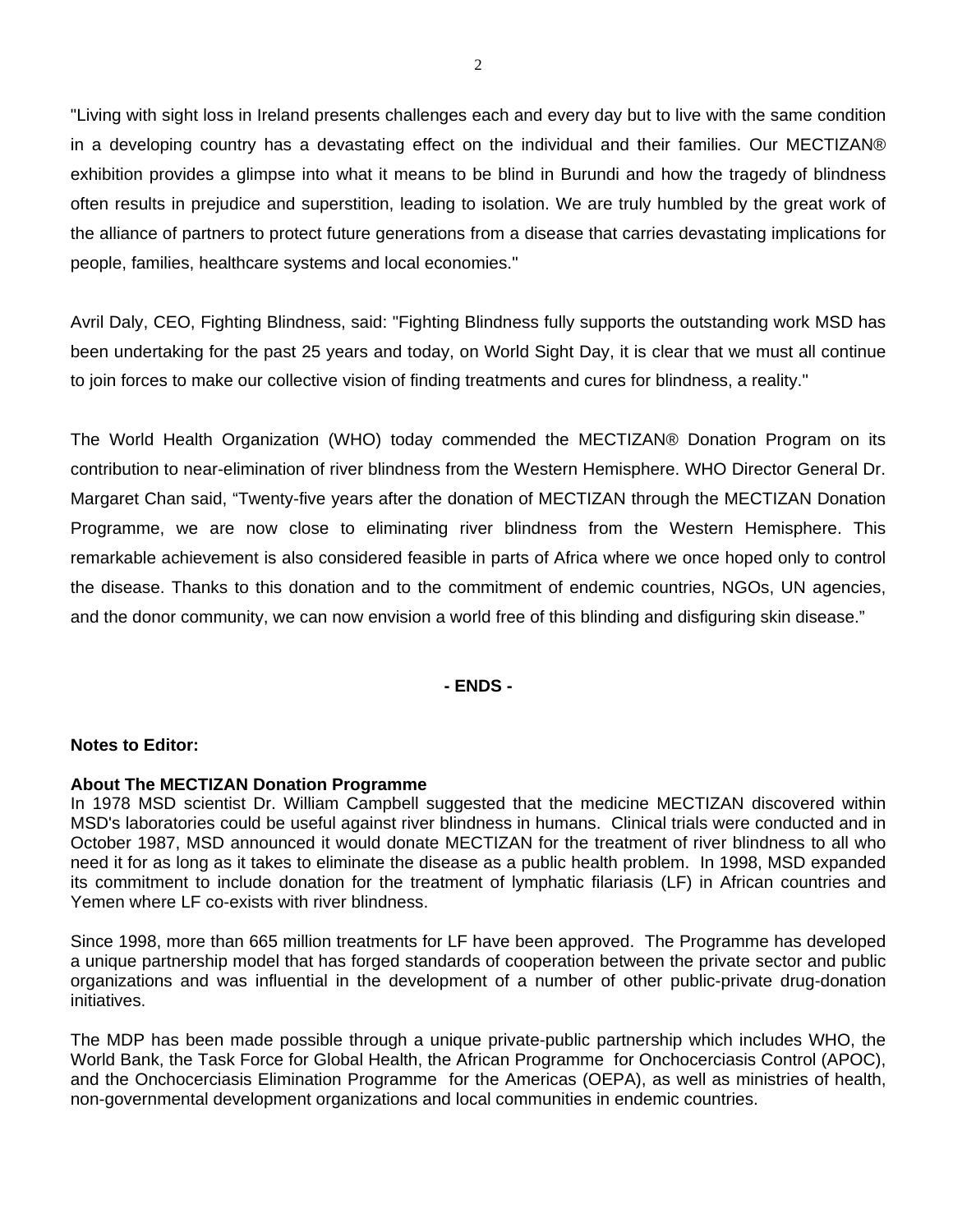"Living with sight loss in Ireland presents challenges each and every day but to live with the same condition in a developing country has a devastating effect on the individual and their families. Our MECTIZAN® exhibition provides a glimpse into what it means to be blind in Burundi and how the tragedy of blindness often results in prejudice and superstition, leading to isolation. We are truly humbled by the great work of the alliance of partners to protect future generations from a disease that carries devastating implications for people, families, healthcare systems and local economies."

Avril Daly, CEO, Fighting Blindness, said: "Fighting Blindness fully supports the outstanding work MSD has been undertaking for the past 25 years and today, on World Sight Day, it is clear that we must all continue to join forces to make our collective vision of finding treatments and cures for blindness, a reality."

The World Health Organization (WHO) today commended the MECTIZAN® Donation Program on its contribution to near-elimination of river blindness from the Western Hemisphere. WHO Director General Dr. Margaret Chan said, "Twenty-five years after the donation of MECTIZAN through the MECTIZAN Donation Programme, we are now close to eliminating river blindness from the Western Hemisphere. This remarkable achievement is also considered feasible in parts of Africa where we once hoped only to control the disease. Thanks to this donation and to the commitment of endemic countries, NGOs, UN agencies, and the donor community, we can now envision a world free of this blinding and disfiguring skin disease."

**- ENDS -**

**Notes to Editor:**

**About The MECTIZAN Donation Programme**

In 1978 MSD scientist Dr. William Campbell suggested that the medicine MECTIZAN discovered within MSD's laboratories could be useful against river blindness in humans. Clinical trials were conducted and in October 1987, MSD announced it would donate MECTIZAN for the treatment of river blindness to all who need it for as long as it takes to eliminate the disease as a public health problem. In 1998, MSD expanded its commitment to include donation for the treatment of lymphatic filariasis (LF) in African countries and Yemen where LF co-exists with river blindness.

Since 1998, more than 665 million treatments for LF have been approved. The Programme has developed a unique partnership model that has forged standards of cooperation between the private sector and public organizations and was influential in the development of a number of other public-private drug-donation initiatives.

The MDP has been made possible through a unique private-public partnership which includes WHO, the World Bank, the Task Force for Global Health, the African Programme for Onchocerciasis Control (APOC), and the Onchocerciasis Elimination Programme for the Americas (OEPA), as well as ministries of health, non-governmental development organizations and local communities in endemic countries.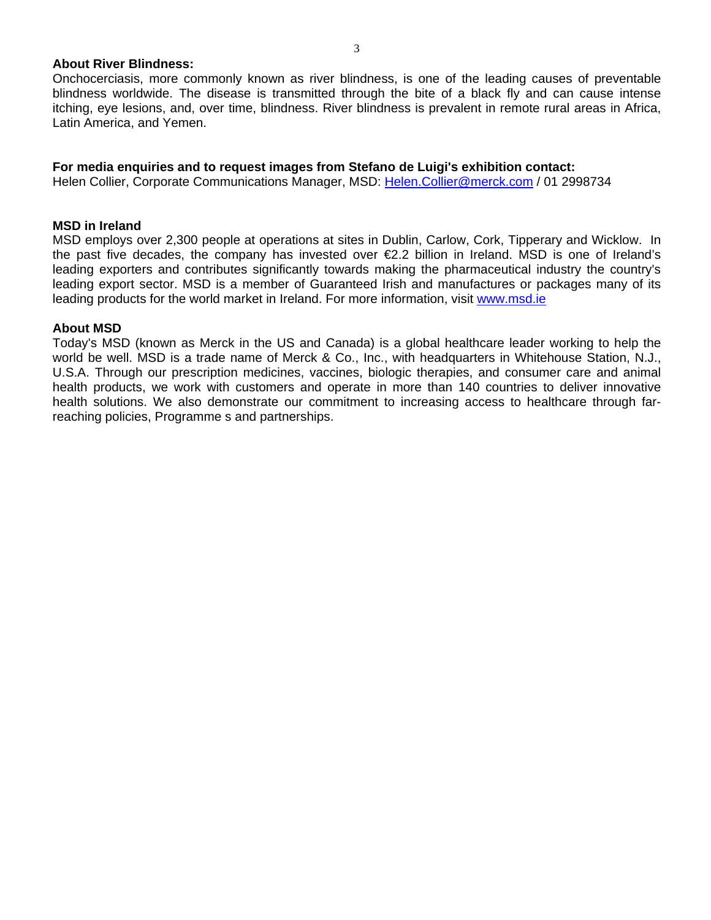**About River Blindness:**

Onchocerciasis, more commonly known as river blindness, is one of the leading causes of preventable blindness worldwide. The disease is transmitted through the bite of a black fly and can cause intense itching, eye lesions, and, over time, blindness. River blindness is prevalent in remote rural areas in Africa, Latin America, and Yemen.

**For media enquiries and to request images from Stefano de Luigi's exhibition contact:**

Helen Collier, Corporate Communications Manager, MSD: Helen.Collier@merck.com / 01 2998734

**MSD in Ireland**

MSD employs over 2,300 people at operations at sites in Dublin, Carlow, Cork, Tipperary and Wicklow. In the past five decades, the company has invested over €2.2 billion in Ireland. MSD is one of Ireland's leading exporters and contributes significantly towards making the pharmaceutical industry the country's leading export sector. MSD is a member of Guaranteed Irish and manufactures or packages many of its leading products for the world market in Ireland. For more information, visit www.msd.ie

**About MSD**

Today's MSD (known as Merck in the US and Canada) is a global healthcare leader working to help the world be well. MSD is a trade name of Merck & Co., Inc., with headquarters in Whitehouse Station, N.J., U.S.A. Through our prescription medicines, vaccines, biologic therapies, and consumer care and animal health products, we work with customers and operate in more than 140 countries to deliver innovative health solutions. We also demonstrate our commitment to increasing access to healthcare through far-reaching policies, Programme s and partnerships.